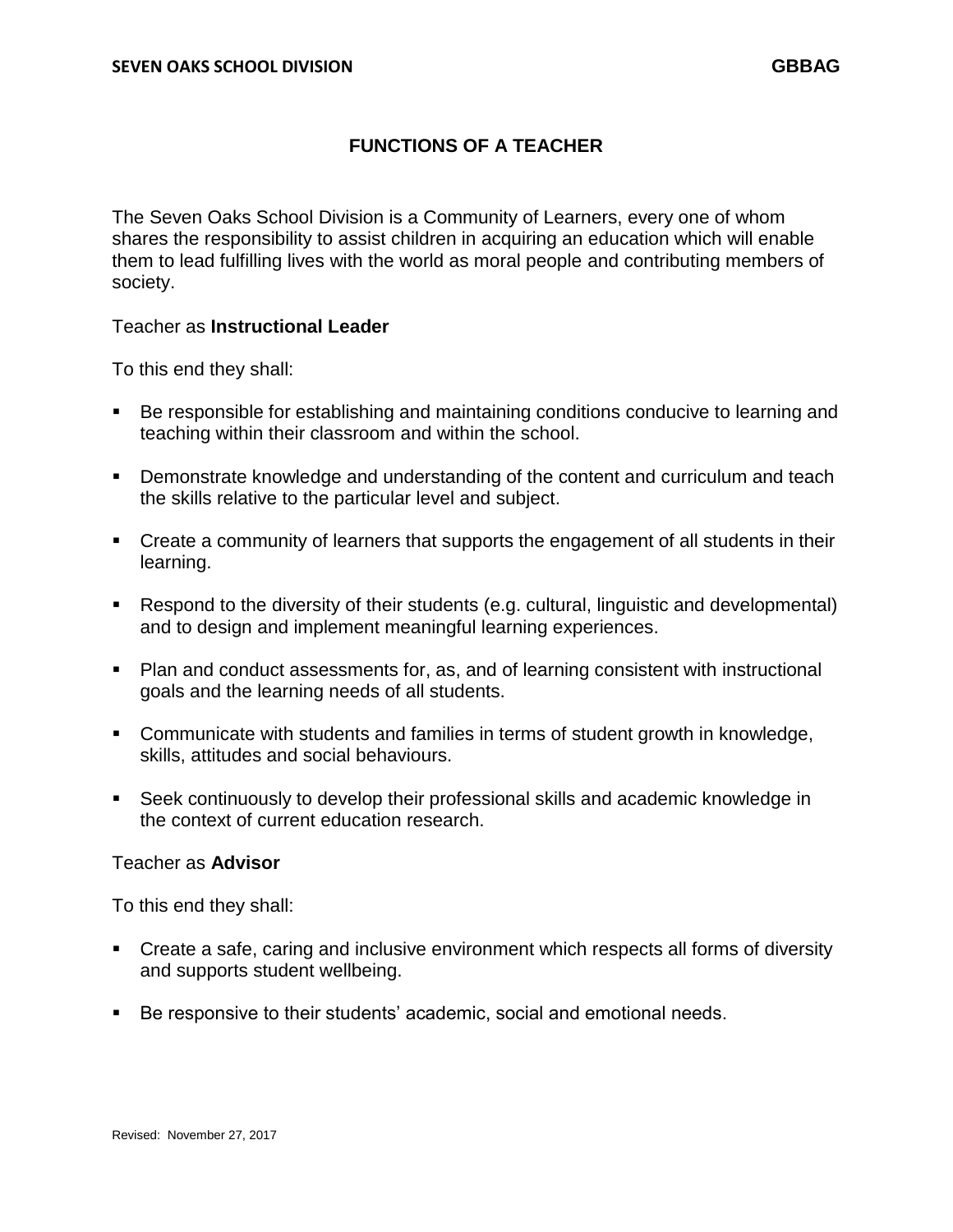# FUNCTIONS OF A TEACHER

The Seven Oaks School Division is a Community of Learners, every one of whom shares the responsibility to assist children in acquiring an education which will enable them to lead fulfilling lives with the world as moral people and contributing members of society.

Teacher as **Instructional Leader**

To this end they shall:

- Be responsible for establishing and maintaining conditions conducive to learning and teaching within their classroom and within the school.
- Demonstrate knowledge and understanding of the content and curriculum and teach the skills relative to the particular level and subject.
- Create a community of learners that supports the engagement of all students in their learning.
- Respond to the diversity of their students (e.g. cultural, linguistic and developmental) and to design and implement meaningful learning experiences.
- Plan and conduct assessments for, as, and of learning consistent with instructional goals and the learning needs of all students.
- Communicate with students and families in terms of student growth in knowledge, skills, attitudes and social behaviours.
- Seek continuously to develop their professional skills and academic knowledge in the context of current education research.

Teacher as **Advisor**

To this end they shall:

- Create a safe, caring and inclusive environment which respects all forms of diversity and supports student wellbeing.
- Be responsive to their students' academic, social and emotional needs.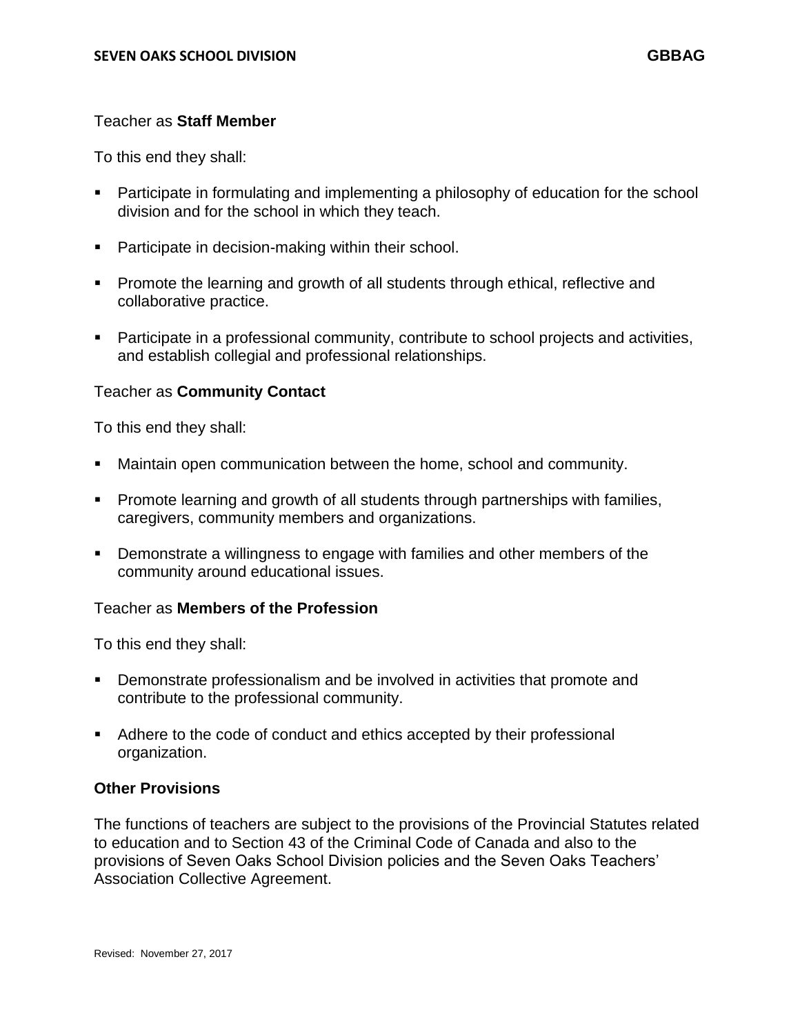Teacher as **Staff Member**

To this end they shall:

- Participate in formulating and implementing a philosophy of education for the school division and for the school in which they teach.
- Participate in decision-making within their school.
- Promote the learning and growth of all students through ethical, reflective and collaborative practice.
- Participate in a professional community, contribute to school projects and activities, and establish collegial and professional relationships.

Teacher as **Community Contact**

To this end they shall:

- Maintain open communication between the home, school and community.
- Promote learning and growth of all students through partnerships with families, caregivers, community members and organizations.
- Demonstrate a willingness to engage with families and other members of the community around educational issues.

Teacher as **Members of the Profession**

To this end they shall:

- Demonstrate professionalism and be involved in activities that promote and contribute to the professional community.
- Adhere to the code of conduct and ethics accepted by their professional organization.

**Other Provisions**

The functions of teachers are subject to the provisions of the Provincial Statutes related to education and to Section 43 of the Criminal Code of Canada and also to the provisions of Seven Oaks School Division policies and the Seven Oaks Teachers' Association Collective Agreement.

Revised: November 27, 2017